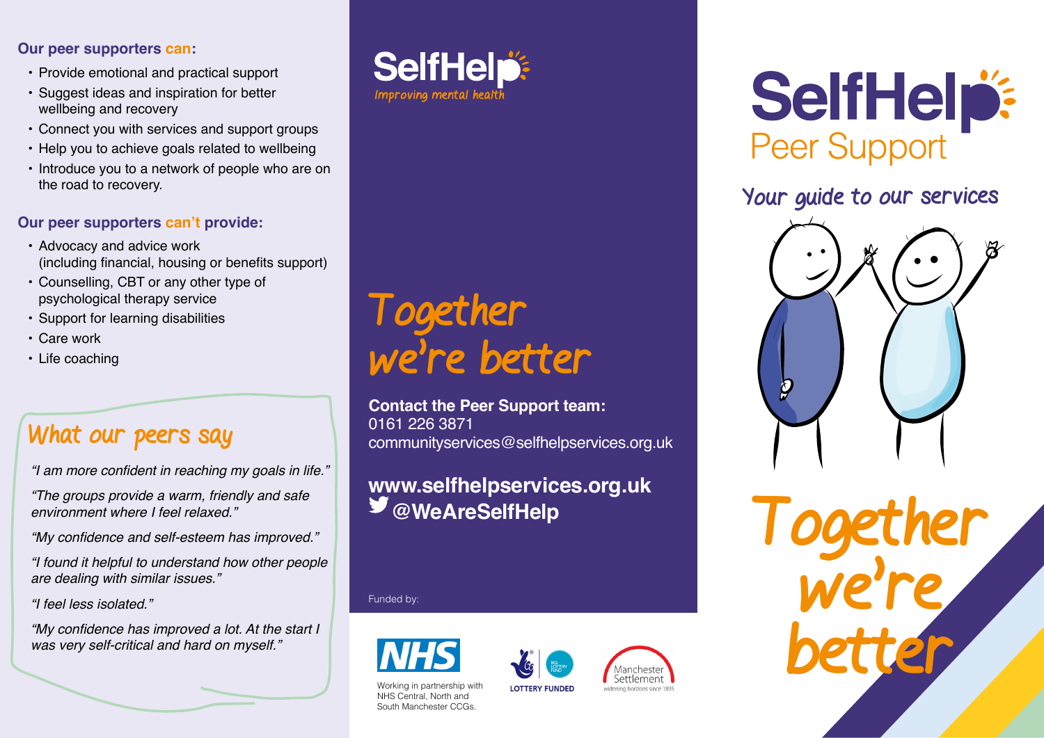**Our peer supporters can:**

- Provide emotional and practical support
- Suggest ideas and inspiration for better wellbeing and recovery
- Connect you with services and support groups
- Help you to achieve goals related to wellbeing
- Introduce you to a network of people who are on the road to recovery.

**Our peer supporters can't provide:**

- Advocacy and advice work (including financial, housing or benefits support)
- Counselling, CBT or any other type of psychological therapy service
- Support for learning disabilities
- Care work
- Life coaching

## What our peers say

*"I am more confident in reaching my goals in life."*

*"The groups provide a warm, friendly and safe environment where I feel relaxed."*

*"My confidence and self-esteem has improved."*

*"I found it helpful to understand how other people are dealing with similar issues."*

*"I feel less isolated."*

*"My confidence has improved a lot. At the start I was very self-critical and hard on myself."*

SelfHelp
Improving mental health

## Together we're better

**Contact the Peer Support team:**
0161 226 3871
communityservices@selfhelpservices.org.uk

**www.selfhelpservices.org.uk**
**@WeAreSelfHelp**

Funded by:

NHS
Working in partnership with NHS Central, North and South Manchester CCGs.

LOTTERY FUNDED

Manchester Settlement
widening horizons since 1895

# SelfHelp Peer Support

## Your guide to our services

## Together we're better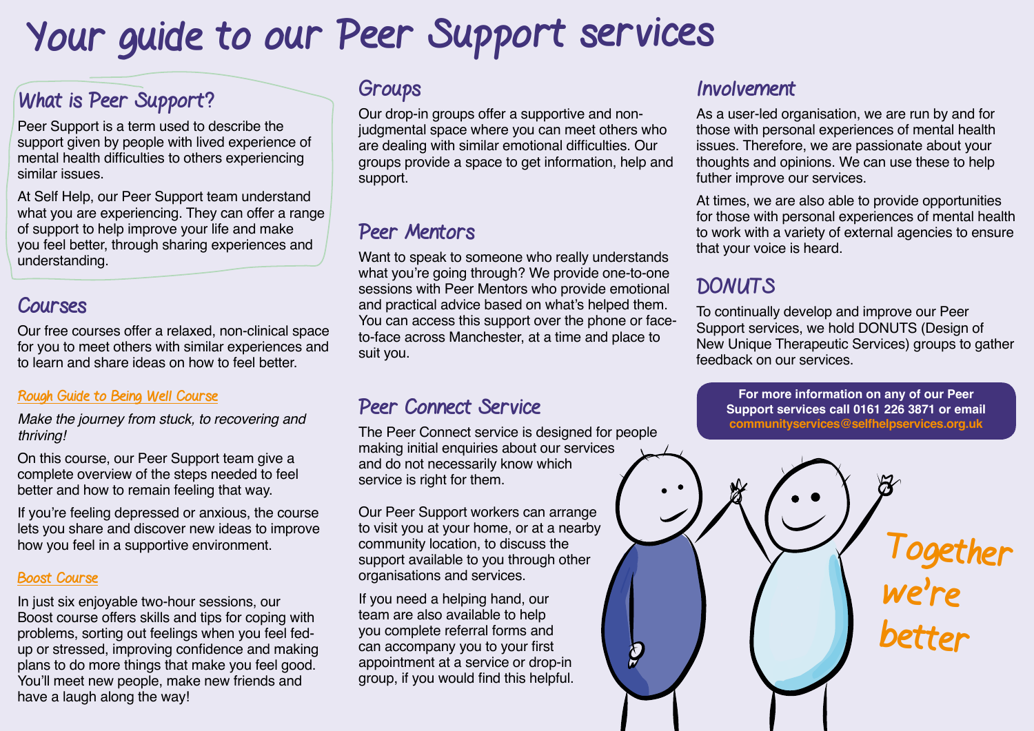# Your guide to our Peer Support services

## What is Peer Support?

Peer Support is a term used to describe the support given by people with lived experience of mental health difficulties to others experiencing similar issues.

At Self Help, our Peer Support team understand what you are experiencing. They can offer a range of support to help improve your life and make you feel better, through sharing experiences and understanding.

## Courses

Our free courses offer a relaxed, non-clinical space for you to meet others with similar experiences and to learn and share ideas on how to feel better.

### Rough Guide to Being Well Course

*Make the journey from stuck, to recovering and thriving!*

On this course, our Peer Support team give a complete overview of the steps needed to feel better and how to remain feeling that way.

If you're feeling depressed or anxious, the course lets you share and discover new ideas to improve how you feel in a supportive environment.

### Boost Course

In just six enjoyable two-hour sessions, our Boost course offers skills and tips for coping with problems, sorting out feelings when you feel fed-up or stressed, improving confidence and making plans to do more things that make you feel good. You'll meet new people, make new friends and have a laugh along the way!

## Groups

Our drop-in groups offer a supportive and non-judgmental space where you can meet others who are dealing with similar emotional difficulties. Our groups provide a space to get information, help and support.

## Peer Mentors

Want to speak to someone who really understands what you're going through? We provide one-to-one sessions with Peer Mentors who provide emotional and practical advice based on what's helped them. You can access this support over the phone or face-to-face across Manchester, at a time and place to suit you.

## Peer Connect Service

The Peer Connect service is designed for people making initial enquiries about our services and do not necessarily know which service is right for them.

Our Peer Support workers can arrange to visit you at your home, or at a nearby community location, to discuss the support available to you through other organisations and services.

If you need a helping hand, our team are also available to help you complete referral forms and can accompany you to your first appointment at a service or drop-in group, if you would find this helpful.

## Involvement

As a user-led organisation, we are run by and for those with personal experiences of mental health issues. Therefore, we are passionate about your thoughts and opinions. We can use these to help futher improve our services.

At times, we are also able to provide opportunities for those with personal experiences of mental health to work with a variety of external agencies to ensure that your voice is heard.

## DONUTS

To continually develop and improve our Peer Support services, we hold DONUTS (Design of New Unique Therapeutic Services) groups to gather feedback on our services.

**For more information on any of our Peer Support services call 0161 226 3871 or email communityservices@selfhelpservices.org.uk**

Together we're better